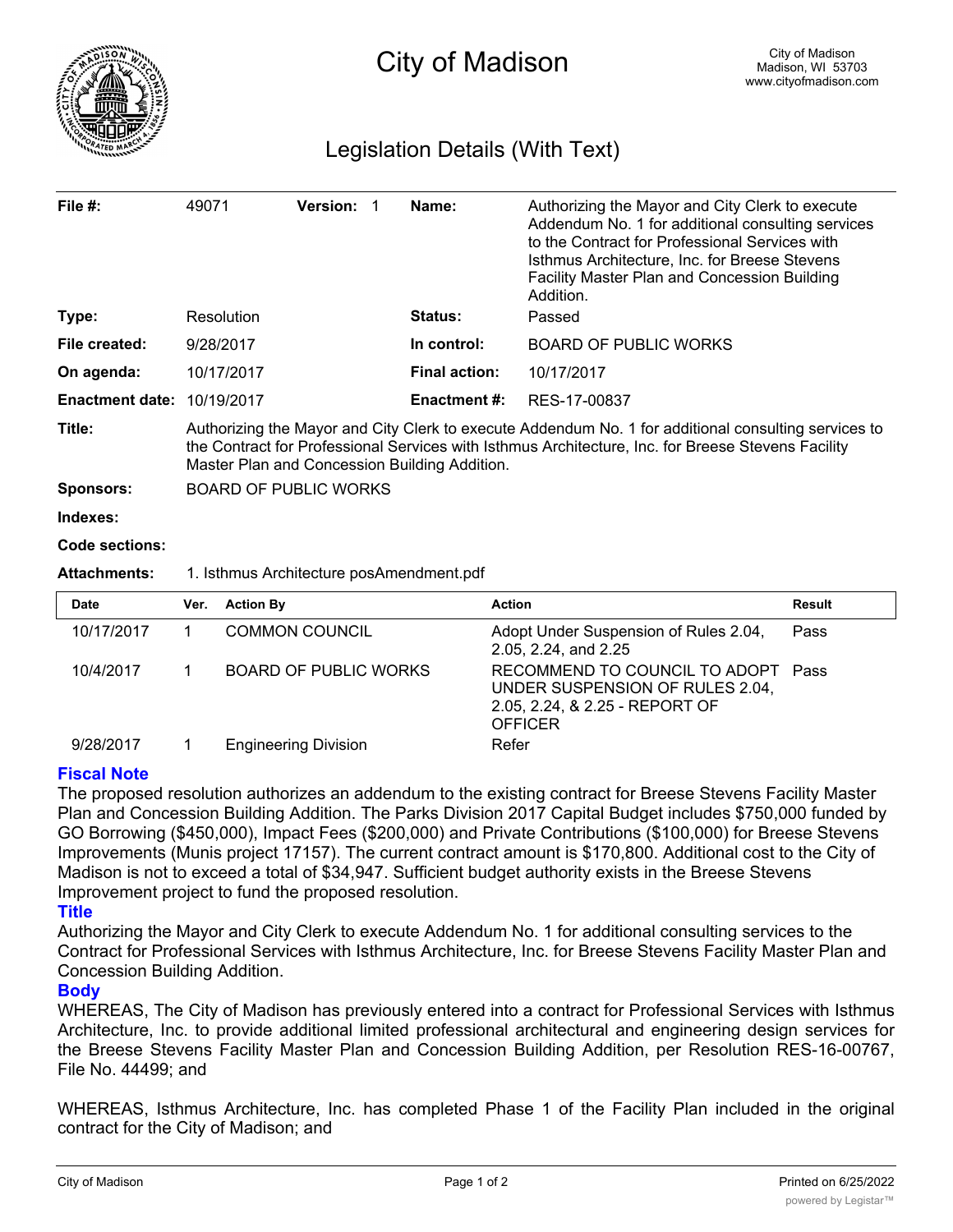# City of Madison

City of Madison
Madison, WI 53703
www.cityofmadison.com

## Legislation Details (With Text)

| | | | |
|---|---|---|---|
| **File #:** | 49071 **Version:** 1 | **Name:** | Authorizing the Mayor and City Clerk to execute Addendum No. 1 for additional consulting services to the Contract for Professional Services with Isthmus Architecture, Inc. for Breese Stevens Facility Master Plan and Concession Building Addition. |
| **Type:** | Resolution | **Status:** | Passed |
| **File created:** | 9/28/2017 | **In control:** | BOARD OF PUBLIC WORKS |
| **On agenda:** | 10/17/2017 | **Final action:** | 10/17/2017 |
| **Enactment date:** | 10/19/2017 | **Enactment #:** | RES-17-00837 |

**Title:** Authorizing the Mayor and City Clerk to execute Addendum No. 1 for additional consulting services to the Contract for Professional Services with Isthmus Architecture, Inc. for Breese Stevens Facility Master Plan and Concession Building Addition.

**Sponsors:** BOARD OF PUBLIC WORKS

**Indexes:**

**Code sections:**

**Attachments:** 1. Isthmus Architecture posAmendment.pdf

| Date | Ver. | Action By | Action | Result |
|---|---|---|---|---|
| 10/17/2017 | 1 | COMMON COUNCIL | Adopt Under Suspension of Rules 2.04, 2.05, 2.24, and 2.25 | Pass |
| 10/4/2017 | 1 | BOARD OF PUBLIC WORKS | RECOMMEND TO COUNCIL TO ADOPT UNDER SUSPENSION OF RULES 2.04, 2.05, 2.24, & 2.25 - REPORT OF OFFICER | Pass |
| 9/28/2017 | 1 | Engineering Division | Refer | |

### Fiscal Note

The proposed resolution authorizes an addendum to the existing contract for Breese Stevens Facility Master Plan and Concession Building Addition. The Parks Division 2017 Capital Budget includes $750,000 funded by GO Borrowing ($450,000), Impact Fees ($200,000) and Private Contributions ($100,000) for Breese Stevens Improvements (Munis project 17157). The current contract amount is $170,800. Additional cost to the City of Madison is not to exceed a total of $34,947. Sufficient budget authority exists in the Breese Stevens Improvement project to fund the proposed resolution.

### Title

Authorizing the Mayor and City Clerk to execute Addendum No. 1 for additional consulting services to the Contract for Professional Services with Isthmus Architecture, Inc. for Breese Stevens Facility Master Plan and Concession Building Addition.

### Body

WHEREAS, The City of Madison has previously entered into a contract for Professional Services with Isthmus Architecture, Inc. to provide additional limited professional architectural and engineering design services for the Breese Stevens Facility Master Plan and Concession Building Addition, per Resolution RES-16-00767, File No. 44499; and

WHEREAS, Isthmus Architecture, Inc. has completed Phase 1 of the Facility Plan included in the original contract for the City of Madison; and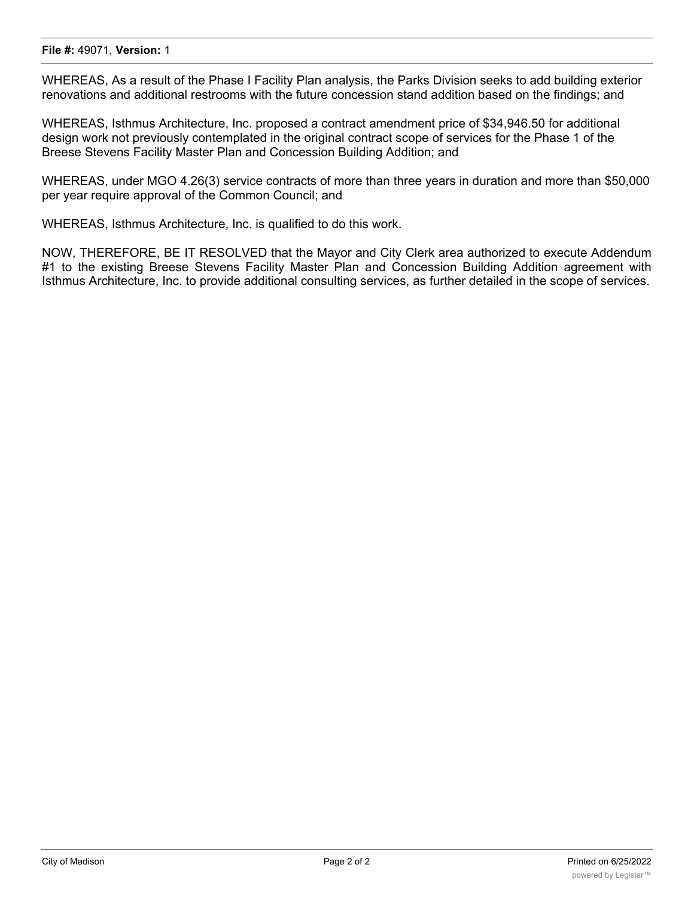WHEREAS, As a result of the Phase I Facility Plan analysis, the Parks Division seeks to add building exterior renovations and additional restrooms with the future concession stand addition based on the findings; and

WHEREAS, Isthmus Architecture, Inc. proposed a contract amendment price of $34,946.50 for additional design work not previously contemplated in the original contract scope of services for the Phase 1 of the Breese Stevens Facility Master Plan and Concession Building Addition; and

WHEREAS, under MGO 4.26(3) service contracts of more than three years in duration and more than $50,000 per year require approval of the Common Council; and

WHEREAS, Isthmus Architecture, Inc. is qualified to do this work.

NOW, THEREFORE, BE IT RESOLVED that the Mayor and City Clerk area authorized to execute Addendum #1 to the existing Breese Stevens Facility Master Plan and Concession Building Addition agreement with Isthmus Architecture, Inc. to provide additional consulting services, as further detailed in the scope of services.